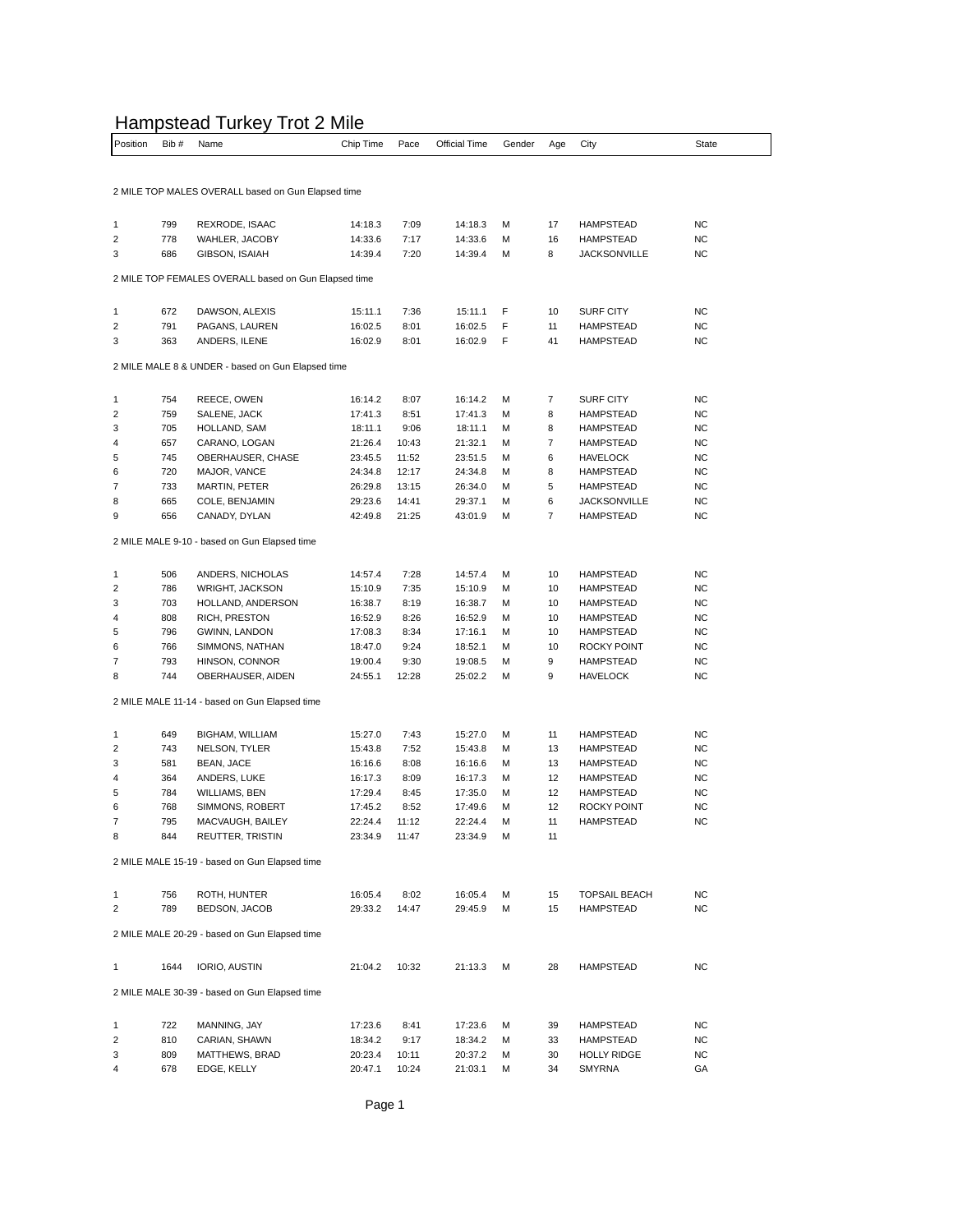# Hampstead Turkey Trot 2 Mile

| Position | Bib # | Name | Chip Time | Pace | Official Time | Gender | Age | City | State |
|---|---|---|---|---|---|---|---|---|---|
| 2 MILE TOP MALES OVERALL based on Gun Elapsed time | | | | | | | | | |
| 1 | 799 | REXRODE, ISAAC | 14:18.3 | 7:09 | 14:18.3 | M | 17 | HAMPSTEAD | NC |
| 2 | 778 | WAHLER, JACOBY | 14:33.6 | 7:17 | 14:33.6 | M | 16 | HAMPSTEAD | NC |
| 3 | 686 | GIBSON, ISAIAH | 14:39.4 | 7:20 | 14:39.4 | M | 8 | JACKSONVILLE | NC |
| 2 MILE TOP FEMALES OVERALL based on Gun Elapsed time | | | | | | | | | |
| 1 | 672 | DAWSON, ALEXIS | 15:11.1 | 7:36 | 15:11.1 | F | 10 | SURF CITY | NC |
| 2 | 791 | PAGANS, LAUREN | 16:02.5 | 8:01 | 16:02.5 | F | 11 | HAMPSTEAD | NC |
| 3 | 363 | ANDERS, ILENE | 16:02.9 | 8:01 | 16:02.9 | F | 41 | HAMPSTEAD | NC |
| 2 MILE MALE 8 & UNDER - based on Gun Elapsed time | | | | | | | | | |
| 1 | 754 | REECE, OWEN | 16:14.2 | 8:07 | 16:14.2 | M | 7 | SURF CITY | NC |
| 2 | 759 | SALENE, JACK | 17:41.3 | 8:51 | 17:41.3 | M | 8 | HAMPSTEAD | NC |
| 3 | 705 | HOLLAND, SAM | 18:11.1 | 9:06 | 18:11.1 | M | 8 | HAMPSTEAD | NC |
| 4 | 657 | CARANO, LOGAN | 21:26.4 | 10:43 | 21:32.1 | M | 7 | HAMPSTEAD | NC |
| 5 | 745 | OBERHAUSER, CHASE | 23:45.5 | 11:52 | 23:51.5 | M | 6 | HAVELOCK | NC |
| 6 | 720 | MAJOR, VANCE | 24:34.8 | 12:17 | 24:34.8 | M | 8 | HAMPSTEAD | NC |
| 7 | 733 | MARTIN, PETER | 26:29.8 | 13:15 | 26:34.0 | M | 5 | HAMPSTEAD | NC |
| 8 | 665 | COLE, BENJAMIN | 29:23.6 | 14:41 | 29:37.1 | M | 6 | JACKSONVILLE | NC |
| 9 | 656 | CANADY, DYLAN | 42:49.8 | 21:25 | 43:01.9 | M | 7 | HAMPSTEAD | NC |
| 2 MILE MALE 9-10 - based on Gun Elapsed time | | | | | | | | | |
| 1 | 506 | ANDERS, NICHOLAS | 14:57.4 | 7:28 | 14:57.4 | M | 10 | HAMPSTEAD | NC |
| 2 | 786 | WRIGHT, JACKSON | 15:10.9 | 7:35 | 15:10.9 | M | 10 | HAMPSTEAD | NC |
| 3 | 703 | HOLLAND, ANDERSON | 16:38.7 | 8:19 | 16:38.7 | M | 10 | HAMPSTEAD | NC |
| 4 | 808 | RICH, PRESTON | 16:52.9 | 8:26 | 16:52.9 | M | 10 | HAMPSTEAD | NC |
| 5 | 796 | GWINN, LANDON | 17:08.3 | 8:34 | 17:16.1 | M | 10 | HAMPSTEAD | NC |
| 6 | 766 | SIMMONS, NATHAN | 18:47.0 | 9:24 | 18:52.1 | M | 10 | ROCKY POINT | NC |
| 7 | 793 | HINSON, CONNOR | 19:00.4 | 9:30 | 19:08.5 | M | 9 | HAMPSTEAD | NC |
| 8 | 744 | OBERHAUSER, AIDEN | 24:55.1 | 12:28 | 25:02.2 | M | 9 | HAVELOCK | NC |
| 2 MILE MALE 11-14 - based on Gun Elapsed time | | | | | | | | | |
| 1 | 649 | BIGHAM, WILLIAM | 15:27.0 | 7:43 | 15:27.0 | M | 11 | HAMPSTEAD | NC |
| 2 | 743 | NELSON, TYLER | 15:43.8 | 7:52 | 15:43.8 | M | 13 | HAMPSTEAD | NC |
| 3 | 581 | BEAN, JACE | 16:16.6 | 8:08 | 16:16.6 | M | 13 | HAMPSTEAD | NC |
| 4 | 364 | ANDERS, LUKE | 16:17.3 | 8:09 | 16:17.3 | M | 12 | HAMPSTEAD | NC |
| 5 | 784 | WILLIAMS, BEN | 17:29.4 | 8:45 | 17:35.0 | M | 12 | HAMPSTEAD | NC |
| 6 | 768 | SIMMONS, ROBERT | 17:45.2 | 8:52 | 17:49.6 | M | 12 | ROCKY POINT | NC |
| 7 | 795 | MACVAUGH, BAILEY | 22:24.4 | 11:12 | 22:24.4 | M | 11 | HAMPSTEAD | NC |
| 8 | 844 | REUTTER, TRISTIN | 23:34.9 | 11:47 | 23:34.9 | M | 11 | | |
| 2 MILE MALE 15-19 - based on Gun Elapsed time | | | | | | | | | |
| 1 | 756 | ROTH, HUNTER | 16:05.4 | 8:02 | 16:05.4 | M | 15 | TOPSAIL BEACH | NC |
| 2 | 789 | BEDSON, JACOB | 29:33.2 | 14:47 | 29:45.9 | M | 15 | HAMPSTEAD | NC |
| 2 MILE MALE 20-29 - based on Gun Elapsed time | | | | | | | | | |
| 1 | 1644 | IORIO, AUSTIN | 21:04.2 | 10:32 | 21:13.3 | M | 28 | HAMPSTEAD | NC |
| 2 MILE MALE 30-39 - based on Gun Elapsed time | | | | | | | | | |
| 1 | 722 | MANNING, JAY | 17:23.6 | 8:41 | 17:23.6 | M | 39 | HAMPSTEAD | NC |
| 2 | 810 | CARIAN, SHAWN | 18:34.2 | 9:17 | 18:34.2 | M | 33 | HAMPSTEAD | NC |
| 3 | 809 | MATTHEWS, BRAD | 20:23.4 | 10:11 | 20:37.2 | M | 30 | HOLLY RIDGE | NC |
| 4 | 678 | EDGE, KELLY | 20:47.1 | 10:24 | 21:03.1 | M | 34 | SMYRNA | GA |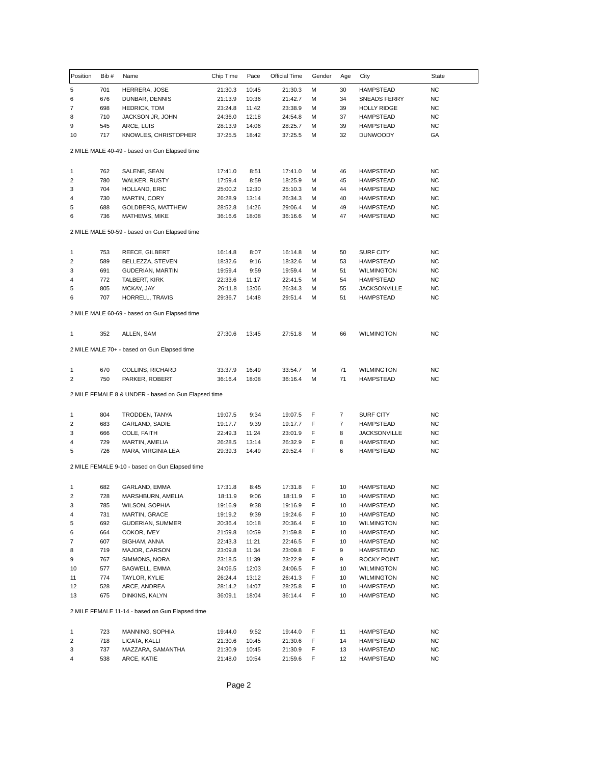| Position | Bib # | Name | Chip Time | Pace | Official Time | Gender | Age | City | State |
|---|---|---|---|---|---|---|---|---|---|
| 5 | 701 | HERRERA, JOSE | 21:30.3 | 10:45 | 21:30.3 | M | 30 | HAMPSTEAD | NC |
| 6 | 676 | DUNBAR, DENNIS | 21:13.9 | 10:36 | 21:42.7 | M | 34 | SNEADS FERRY | NC |
| 7 | 698 | HEDRICK, TOM | 23:24.8 | 11:42 | 23:38.9 | M | 39 | HOLLY RIDGE | NC |
| 8 | 710 | JACKSON JR, JOHN | 24:36.0 | 12:18 | 24:54.8 | M | 37 | HAMPSTEAD | NC |
| 9 | 545 | ARCE, LUIS | 28:13.9 | 14:06 | 28:25.7 | M | 39 | HAMPSTEAD | NC |
| 10 | 717 | KNOWLES, CHRISTOPHER | 37:25.5 | 18:42 | 37:25.5 | M | 32 | DUNWOODY | GA |

2 MILE MALE 40-49 - based on Gun Elapsed time

| Position | Bib # | Name | Chip Time | Pace | Official Time | Gender | Age | City | State |
|---|---|---|---|---|---|---|---|---|---|
| 1 | 762 | SALENE, SEAN | 17:41.0 | 8:51 | 17:41.0 | M | 46 | HAMPSTEAD | NC |
| 2 | 780 | WALKER, RUSTY | 17:59.4 | 8:59 | 18:25.9 | M | 45 | HAMPSTEAD | NC |
| 3 | 704 | HOLLAND, ERIC | 25:00.2 | 12:30 | 25:10.3 | M | 44 | HAMPSTEAD | NC |
| 4 | 730 | MARTIN, CORY | 26:28.9 | 13:14 | 26:34.3 | M | 40 | HAMPSTEAD | NC |
| 5 | 688 | GOLDBERG, MATTHEW | 28:52.8 | 14:26 | 29:06.4 | M | 49 | HAMPSTEAD | NC |
| 6 | 736 | MATHEWS, MIKE | 36:16.6 | 18:08 | 36:16.6 | M | 47 | HAMPSTEAD | NC |

2 MILE MALE 50-59 - based on Gun Elapsed time

| Position | Bib # | Name | Chip Time | Pace | Official Time | Gender | Age | City | State |
|---|---|---|---|---|---|---|---|---|---|
| 1 | 753 | REECE, GILBERT | 16:14.8 | 8:07 | 16:14.8 | M | 50 | SURF CITY | NC |
| 2 | 589 | BELLEZZA, STEVEN | 18:32.6 | 9:16 | 18:32.6 | M | 53 | HAMPSTEAD | NC |
| 3 | 691 | GUDERIAN, MARTIN | 19:59.4 | 9:59 | 19:59.4 | M | 51 | WILMINGTON | NC |
| 4 | 772 | TALBERT, KIRK | 22:33.6 | 11:17 | 22:41.5 | M | 54 | HAMPSTEAD | NC |
| 5 | 805 | MCKAY, JAY | 26:11.8 | 13:06 | 26:34.3 | M | 55 | JACKSONVILLE | NC |
| 6 | 707 | HORRELL, TRAVIS | 29:36.7 | 14:48 | 29:51.4 | M | 51 | HAMPSTEAD | NC |

2 MILE MALE 60-69 - based on Gun Elapsed time

| Position | Bib # | Name | Chip Time | Pace | Official Time | Gender | Age | City | State |
|---|---|---|---|---|---|---|---|---|---|
| 1 | 352 | ALLEN, SAM | 27:30.6 | 13:45 | 27:51.8 | M | 66 | WILMINGTON | NC |

2 MILE MALE 70+ - based on Gun Elapsed time

| Position | Bib # | Name | Chip Time | Pace | Official Time | Gender | Age | City | State |
|---|---|---|---|---|---|---|---|---|---|
| 1 | 670 | COLLINS, RICHARD | 33:37.9 | 16:49 | 33:54.7 | M | 71 | WILMINGTON | NC |
| 2 | 750 | PARKER, ROBERT | 36:16.4 | 18:08 | 36:16.4 | M | 71 | HAMPSTEAD | NC |

2 MILE FEMALE 8 & UNDER - based on Gun Elapsed time

| Position | Bib # | Name | Chip Time | Pace | Official Time | Gender | Age | City | State |
|---|---|---|---|---|---|---|---|---|---|
| 1 | 804 | TRODDEN, TANYA | 19:07.5 | 9:34 | 19:07.5 | F | 7 | SURF CITY | NC |
| 2 | 683 | GARLAND, SADIE | 19:17.7 | 9:39 | 19:17.7 | F | 7 | HAMPSTEAD | NC |
| 3 | 666 | COLE, FAITH | 22:49.3 | 11:24 | 23:01.9 | F | 8 | JACKSONVILLE | NC |
| 4 | 729 | MARTIN, AMELIA | 26:28.5 | 13:14 | 26:32.9 | F | 8 | HAMPSTEAD | NC |
| 5 | 726 | MARA, VIRGINIA LEA | 29:39.3 | 14:49 | 29:52.4 | F | 6 | HAMPSTEAD | NC |

2 MILE FEMALE 9-10 - based on Gun Elapsed time

| Position | Bib # | Name | Chip Time | Pace | Official Time | Gender | Age | City | State |
|---|---|---|---|---|---|---|---|---|---|
| 1 | 682 | GARLAND, EMMA | 17:31.8 | 8:45 | 17:31.8 | F | 10 | HAMPSTEAD | NC |
| 2 | 728 | MARSHBURN, AMELIA | 18:11.9 | 9:06 | 18:11.9 | F | 10 | HAMPSTEAD | NC |
| 3 | 785 | WILSON, SOPHIA | 19:16.9 | 9:38 | 19:16.9 | F | 10 | HAMPSTEAD | NC |
| 4 | 731 | MARTIN, GRACE | 19:19.2 | 9:39 | 19:24.6 | F | 10 | HAMPSTEAD | NC |
| 5 | 692 | GUDERIAN, SUMMER | 20:36.4 | 10:18 | 20:36.4 | F | 10 | WILMINGTON | NC |
| 6 | 664 | COKOR, IVEY | 21:59.8 | 10:59 | 21:59.8 | F | 10 | HAMPSTEAD | NC |
| 7 | 607 | BIGHAM, ANNA | 22:43.3 | 11:21 | 22:46.5 | F | 10 | HAMPSTEAD | NC |
| 8 | 719 | MAJOR, CARSON | 23:09.8 | 11:34 | 23:09.8 | F | 9 | HAMPSTEAD | NC |
| 9 | 767 | SIMMONS, NORA | 23:18.5 | 11:39 | 23:22.9 | F | 9 | ROCKY POINT | NC |
| 10 | 577 | BAGWELL, EMMA | 24:06.5 | 12:03 | 24:06.5 | F | 10 | WILMINGTON | NC |
| 11 | 774 | TAYLOR, KYLIE | 26:24.4 | 13:12 | 26:41.3 | F | 10 | WILMINGTON | NC |
| 12 | 528 | ARCE, ANDREA | 28:14.2 | 14:07 | 28:25.8 | F | 10 | HAMPSTEAD | NC |
| 13 | 675 | DINKINS, KALYN | 36:09.1 | 18:04 | 36:14.4 | F | 10 | HAMPSTEAD | NC |

2 MILE FEMALE 11-14 - based on Gun Elapsed time

| Position | Bib # | Name | Chip Time | Pace | Official Time | Gender | Age | City | State |
|---|---|---|---|---|---|---|---|---|---|
| 1 | 723 | MANNING, SOPHIA | 19:44.0 | 9:52 | 19:44.0 | F | 11 | HAMPSTEAD | NC |
| 2 | 718 | LICATA, KALLI | 21:30.6 | 10:45 | 21:30.6 | F | 14 | HAMPSTEAD | NC |
| 3 | 737 | MAZZARA, SAMANTHA | 21:30.9 | 10:45 | 21:30.9 | F | 13 | HAMPSTEAD | NC |
| 4 | 538 | ARCE, KATIE | 21:48.0 | 10:54 | 21:59.6 | F | 12 | HAMPSTEAD | NC |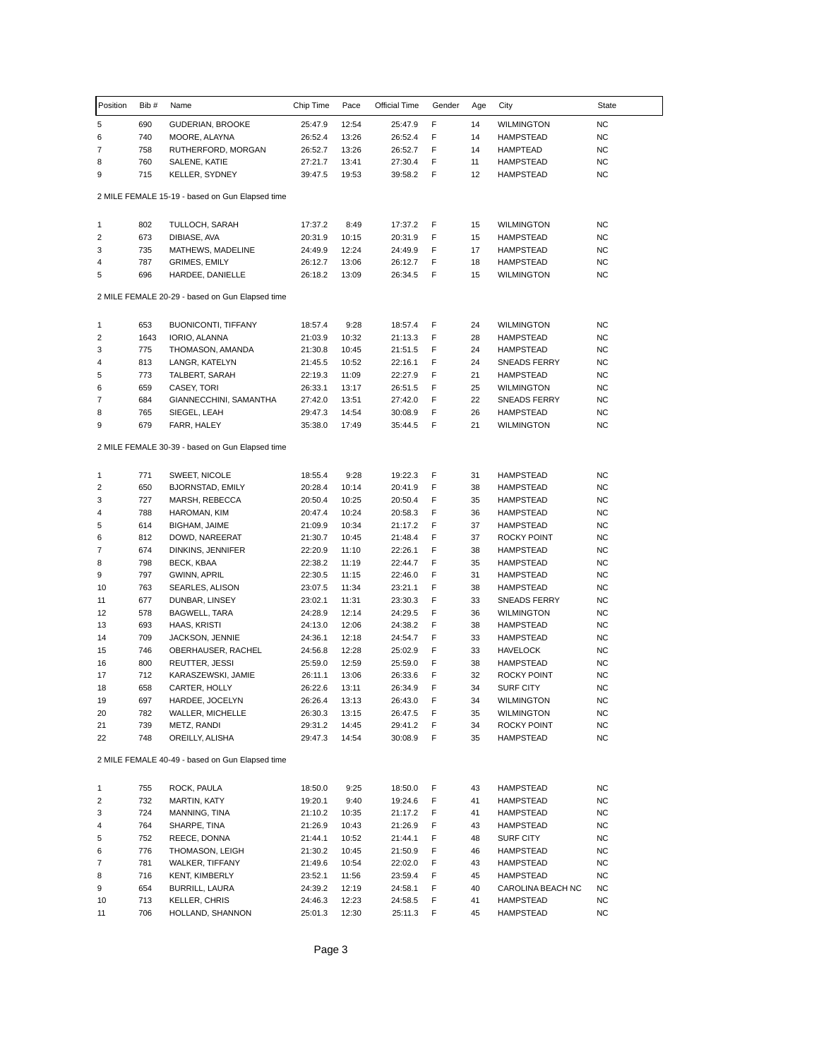| Position | Bib # | Name | Chip Time | Pace | Official Time | Gender | Age | City | State |
|---|---|---|---|---|---|---|---|---|---|
| 5 | 690 | GUDERIAN, BROOKE | 25:47.9 | 12:54 | 25:47.9 | F | 14 | WILMINGTON | NC |
| 6 | 740 | MOORE, ALAYNA | 26:52.4 | 13:26 | 26:52.4 | F | 14 | HAMPSTEAD | NC |
| 7 | 758 | RUTHERFORD, MORGAN | 26:52.7 | 13:26 | 26:52.7 | F | 14 | HAMPTEAD | NC |
| 8 | 760 | SALENE, KATIE | 27:21.7 | 13:41 | 27:30.4 | F | 11 | HAMPSTEAD | NC |
| 9 | 715 | KELLER, SYDNEY | 39:47.5 | 19:53 | 39:58.2 | F | 12 | HAMPSTEAD | NC |

2 MILE FEMALE 15-19 - based on Gun Elapsed time

| Position | Bib # | Name | Chip Time | Pace | Official Time | Gender | Age | City | State |
|---|---|---|---|---|---|---|---|---|---|
| 1 | 802 | TULLOCH, SARAH | 17:37.2 | 8:49 | 17:37.2 | F | 15 | WILMINGTON | NC |
| 2 | 673 | DIBIASE, AVA | 20:31.9 | 10:15 | 20:31.9 | F | 15 | HAMPSTEAD | NC |
| 3 | 735 | MATHEWS, MADELINE | 24:49.9 | 12:24 | 24:49.9 | F | 17 | HAMPSTEAD | NC |
| 4 | 787 | GRIMES, EMILY | 26:12.7 | 13:06 | 26:12.7 | F | 18 | HAMPSTEAD | NC |
| 5 | 696 | HARDEE, DANIELLE | 26:18.2 | 13:09 | 26:34.5 | F | 15 | WILMINGTON | NC |

2 MILE FEMALE 20-29 - based on Gun Elapsed time

| Position | Bib # | Name | Chip Time | Pace | Official Time | Gender | Age | City | State |
|---|---|---|---|---|---|---|---|---|---|
| 1 | 653 | BUONICONTI, TIFFANY | 18:57.4 | 9:28 | 18:57.4 | F | 24 | WILMINGTON | NC |
| 2 | 1643 | IORIO, ALANNA | 21:03.9 | 10:32 | 21:13.3 | F | 28 | HAMPSTEAD | NC |
| 3 | 775 | THOMASON, AMANDA | 21:30.8 | 10:45 | 21:51.5 | F | 24 | HAMPSTEAD | NC |
| 4 | 813 | LANGR, KATELYN | 21:45.5 | 10:52 | 22:16.1 | F | 24 | SNEADS FERRY | NC |
| 5 | 773 | TALBERT, SARAH | 22:19.3 | 11:09 | 22:27.9 | F | 21 | HAMPSTEAD | NC |
| 6 | 659 | CASEY, TORI | 26:33.1 | 13:17 | 26:51.5 | F | 25 | WILMINGTON | NC |
| 7 | 684 | GIANNECCHINI, SAMANTHA | 27:42.0 | 13:51 | 27:42.0 | F | 22 | SNEADS FERRY | NC |
| 8 | 765 | SIEGEL, LEAH | 29:47.3 | 14:54 | 30:08.9 | F | 26 | HAMPSTEAD | NC |
| 9 | 679 | FARR, HALEY | 35:38.0 | 17:49 | 35:44.5 | F | 21 | WILMINGTON | NC |

2 MILE FEMALE 30-39 - based on Gun Elapsed time

| Position | Bib # | Name | Chip Time | Pace | Official Time | Gender | Age | City | State |
|---|---|---|---|---|---|---|---|---|---|
| 1 | 771 | SWEET, NICOLE | 18:55.4 | 9:28 | 19:22.3 | F | 31 | HAMPSTEAD | NC |
| 2 | 650 | BJORNSTAD, EMILY | 20:28.4 | 10:14 | 20:41.9 | F | 38 | HAMPSTEAD | NC |
| 3 | 727 | MARSH, REBECCA | 20:50.4 | 10:25 | 20:50.4 | F | 35 | HAMPSTEAD | NC |
| 4 | 788 | HAROMAN, KIM | 20:47.4 | 10:24 | 20:58.3 | F | 36 | HAMPSTEAD | NC |
| 5 | 614 | BIGHAM, JAIME | 21:09.9 | 10:34 | 21:17.2 | F | 37 | HAMPSTEAD | NC |
| 6 | 812 | DOWD, NAREERAT | 21:30.7 | 10:45 | 21:48.4 | F | 37 | ROCKY POINT | NC |
| 7 | 674 | DINKINS, JENNIFER | 22:20.9 | 11:10 | 22:26.1 | F | 38 | HAMPSTEAD | NC |
| 8 | 798 | BECK, KBAA | 22:38.2 | 11:19 | 22:44.7 | F | 35 | HAMPSTEAD | NC |
| 9 | 797 | GWINN, APRIL | 22:30.5 | 11:15 | 22:46.0 | F | 31 | HAMPSTEAD | NC |
| 10 | 763 | SEARLES, ALISON | 23:07.5 | 11:34 | 23:21.1 | F | 38 | HAMPSTEAD | NC |
| 11 | 677 | DUNBAR, LINSEY | 23:02.1 | 11:31 | 23:30.3 | F | 33 | SNEADS FERRY | NC |
| 12 | 578 | BAGWELL, TARA | 24:28.9 | 12:14 | 24:29.5 | F | 36 | WILMINGTON | NC |
| 13 | 693 | HAAS, KRISTI | 24:13.0 | 12:06 | 24:38.2 | F | 38 | HAMPSTEAD | NC |
| 14 | 709 | JACKSON, JENNIE | 24:36.1 | 12:18 | 24:54.7 | F | 33 | HAMPSTEAD | NC |
| 15 | 746 | OBERHAUSER, RACHEL | 24:56.8 | 12:28 | 25:02.9 | F | 33 | HAVELOCK | NC |
| 16 | 800 | REUTTER, JESSI | 25:59.0 | 12:59 | 25:59.0 | F | 38 | HAMPSTEAD | NC |
| 17 | 712 | KARASZEWSKI, JAMIE | 26:11.1 | 13:06 | 26:33.6 | F | 32 | ROCKY POINT | NC |
| 18 | 658 | CARTER, HOLLY | 26:22.6 | 13:11 | 26:34.9 | F | 34 | SURF CITY | NC |
| 19 | 697 | HARDEE, JOCELYN | 26:26.4 | 13:13 | 26:43.0 | F | 34 | WILMINGTON | NC |
| 20 | 782 | WALLER, MICHELLE | 26:30.3 | 13:15 | 26:47.5 | F | 35 | WILMINGTON | NC |
| 21 | 739 | METZ, RANDI | 29:31.2 | 14:45 | 29:41.2 | F | 34 | ROCKY POINT | NC |
| 22 | 748 | OREILLY, ALISHA | 29:47.3 | 14:54 | 30:08.9 | F | 35 | HAMPSTEAD | NC |

2 MILE FEMALE 40-49 - based on Gun Elapsed time

| Position | Bib # | Name | Chip Time | Pace | Official Time | Gender | Age | City | State |
|---|---|---|---|---|---|---|---|---|---|
| 1 | 755 | ROCK, PAULA | 18:50.0 | 9:25 | 18:50.0 | F | 43 | HAMPSTEAD | NC |
| 2 | 732 | MARTIN, KATY | 19:20.1 | 9:40 | 19:24.6 | F | 41 | HAMPSTEAD | NC |
| 3 | 724 | MANNING, TINA | 21:10.2 | 10:35 | 21:17.2 | F | 41 | HAMPSTEAD | NC |
| 4 | 764 | SHARPE, TINA | 21:26.9 | 10:43 | 21:26.9 | F | 43 | HAMPSTEAD | NC |
| 5 | 752 | REECE, DONNA | 21:44.1 | 10:52 | 21:44.1 | F | 48 | SURF CITY | NC |
| 6 | 776 | THOMASON, LEIGH | 21:30.2 | 10:45 | 21:50.9 | F | 46 | HAMPSTEAD | NC |
| 7 | 781 | WALKER, TIFFANY | 21:49.6 | 10:54 | 22:02.0 | F | 43 | HAMPSTEAD | NC |
| 8 | 716 | KENT, KIMBERLY | 23:52.1 | 11:56 | 23:59.4 | F | 45 | HAMPSTEAD | NC |
| 9 | 654 | BURRILL, LAURA | 24:39.2 | 12:19 | 24:58.1 | F | 40 | CAROLINA BEACH NC | NC |
| 10 | 713 | KELLER, CHRIS | 24:46.3 | 12:23 | 24:58.5 | F | 41 | HAMPSTEAD | NC |
| 11 | 706 | HOLLAND, SHANNON | 25:01.3 | 12:30 | 25:11.3 | F | 45 | HAMPSTEAD | NC |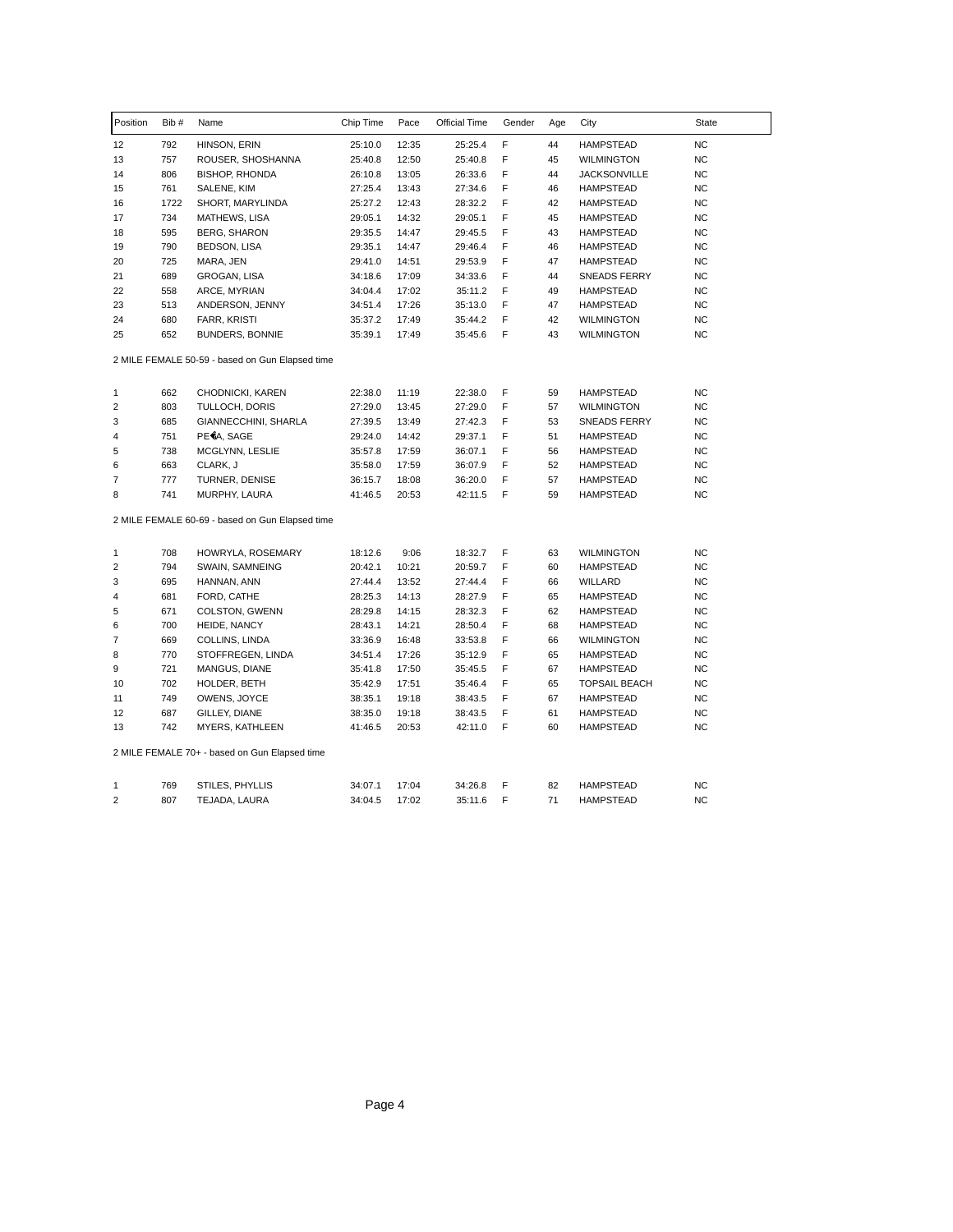| Position | Bib # | Name | Chip Time | Pace | Official Time | Gender | Age | City | State |
|---|---|---|---|---|---|---|---|---|---|
| 12 | 792 | HINSON, ERIN | 25:10.0 | 12:35 | 25:25.4 | F | 44 | HAMPSTEAD | NC |
| 13 | 757 | ROUSER, SHOSHANNA | 25:40.8 | 12:50 | 25:40.8 | F | 45 | WILMINGTON | NC |
| 14 | 806 | BISHOP, RHONDA | 26:10.8 | 13:05 | 26:33.6 | F | 44 | JACKSONVILLE | NC |
| 15 | 761 | SALENE, KIM | 27:25.4 | 13:43 | 27:34.6 | F | 46 | HAMPSTEAD | NC |
| 16 | 1722 | SHORT, MARYLINDA | 25:27.2 | 12:43 | 28:32.2 | F | 42 | HAMPSTEAD | NC |
| 17 | 734 | MATHEWS, LISA | 29:05.1 | 14:32 | 29:05.1 | F | 45 | HAMPSTEAD | NC |
| 18 | 595 | BERG, SHARON | 29:35.5 | 14:47 | 29:45.5 | F | 43 | HAMPSTEAD | NC |
| 19 | 790 | BEDSON, LISA | 29:35.1 | 14:47 | 29:46.4 | F | 46 | HAMPSTEAD | NC |
| 20 | 725 | MARA, JEN | 29:41.0 | 14:51 | 29:53.9 | F | 47 | HAMPSTEAD | NC |
| 21 | 689 | GROGAN, LISA | 34:18.6 | 17:09 | 34:33.6 | F | 44 | SNEADS FERRY | NC |
| 22 | 558 | ARCE, MYRIAN | 34:04.4 | 17:02 | 35:11.2 | F | 49 | HAMPSTEAD | NC |
| 23 | 513 | ANDERSON, JENNY | 34:51.4 | 17:26 | 35:13.0 | F | 47 | HAMPSTEAD | NC |
| 24 | 680 | FARR, KRISTI | 35:37.2 | 17:49 | 35:44.2 | F | 42 | WILMINGTON | NC |
| 25 | 652 | BUNDERS, BONNIE | 35:39.1 | 17:49 | 35:45.6 | F | 43 | WILMINGTON | NC |

2 MILE FEMALE 50-59 - based on Gun Elapsed time

| Position | Bib # | Name | Chip Time | Pace | Official Time | Gender | Age | City | State |
|---|---|---|---|---|---|---|---|---|---|
| 1 | 662 | CHODNICKI, KAREN | 22:38.0 | 11:19 | 22:38.0 | F | 59 | HAMPSTEAD | NC |
| 2 | 803 | TULLOCH, DORIS | 27:29.0 | 13:45 | 27:29.0 | F | 57 | WILMINGTON | NC |
| 3 | 685 | GIANNECCHINI, SHARLA | 27:39.5 | 13:49 | 27:42.3 | F | 53 | SNEADS FERRY | NC |
| 4 | 751 | PE�A, SAGE | 29:24.0 | 14:42 | 29:37.1 | F | 51 | HAMPSTEAD | NC |
| 5 | 738 | MCGLYNN, LESLIE | 35:57.8 | 17:59 | 36:07.1 | F | 56 | HAMPSTEAD | NC |
| 6 | 663 | CLARK, J | 35:58.0 | 17:59 | 36:07.9 | F | 52 | HAMPSTEAD | NC |
| 7 | 777 | TURNER, DENISE | 36:15.7 | 18:08 | 36:20.0 | F | 57 | HAMPSTEAD | NC |
| 8 | 741 | MURPHY, LAURA | 41:46.5 | 20:53 | 42:11.5 | F | 59 | HAMPSTEAD | NC |

2 MILE FEMALE 60-69 - based on Gun Elapsed time

| Position | Bib # | Name | Chip Time | Pace | Official Time | Gender | Age | City | State |
|---|---|---|---|---|---|---|---|---|---|
| 1 | 708 | HOWRYLA, ROSEMARY | 18:12.6 | 9:06 | 18:32.7 | F | 63 | WILMINGTON | NC |
| 2 | 794 | SWAIN, SAMNEING | 20:42.1 | 10:21 | 20:59.7 | F | 60 | HAMPSTEAD | NC |
| 3 | 695 | HANNAN, ANN | 27:44.4 | 13:52 | 27:44.4 | F | 66 | WILLARD | NC |
| 4 | 681 | FORD, CATHE | 28:25.3 | 14:13 | 28:27.9 | F | 65 | HAMPSTEAD | NC |
| 5 | 671 | COLSTON, GWENN | 28:29.8 | 14:15 | 28:32.3 | F | 62 | HAMPSTEAD | NC |
| 6 | 700 | HEIDE, NANCY | 28:43.1 | 14:21 | 28:50.4 | F | 68 | HAMPSTEAD | NC |
| 7 | 669 | COLLINS, LINDA | 33:36.9 | 16:48 | 33:53.8 | F | 66 | WILMINGTON | NC |
| 8 | 770 | STOFFREGEN, LINDA | 34:51.4 | 17:26 | 35:12.9 | F | 65 | HAMPSTEAD | NC |
| 9 | 721 | MANGUS, DIANE | 35:41.8 | 17:50 | 35:45.5 | F | 67 | HAMPSTEAD | NC |
| 10 | 702 | HOLDER, BETH | 35:42.9 | 17:51 | 35:46.4 | F | 65 | TOPSAIL BEACH | NC |
| 11 | 749 | OWENS, JOYCE | 38:35.1 | 19:18 | 38:43.5 | F | 67 | HAMPSTEAD | NC |
| 12 | 687 | GILLEY, DIANE | 38:35.0 | 19:18 | 38:43.5 | F | 61 | HAMPSTEAD | NC |
| 13 | 742 | MYERS, KATHLEEN | 41:46.5 | 20:53 | 42:11.0 | F | 60 | HAMPSTEAD | NC |

2 MILE FEMALE 70+ - based on Gun Elapsed time

| Position | Bib # | Name | Chip Time | Pace | Official Time | Gender | Age | City | State |
|---|---|---|---|---|---|---|---|---|---|
| 1 | 769 | STILES, PHYLLIS | 34:07.1 | 17:04 | 34:26.8 | F | 82 | HAMPSTEAD | NC |
| 2 | 807 | TEJADA, LAURA | 34:04.5 | 17:02 | 35:11.6 | F | 71 | HAMPSTEAD | NC |